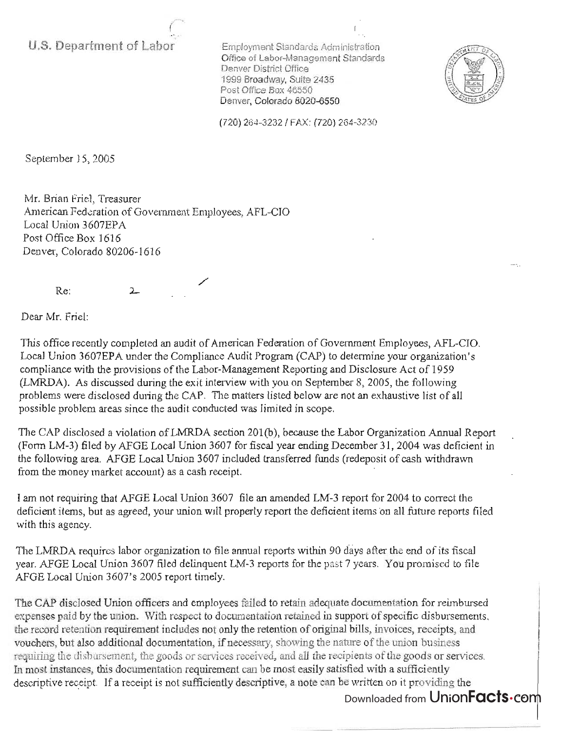U.S. Department of Labor

Employment Standards Administration
Office of Labor-Management Standards
Denver District Office
1999 Broadway, Suite 2435
Post Office Box 46550
Denver, Colorado 8020-6550

(720) 264-3232 / FAX: (720) 264-3230

September 15, 2005

Mr. Brian Friel, Treasurer
American Federation of Government Employees, AFL-CIO
Local Union 3607EPA
Post Office Box 1616
Denver, Colorado 80206-1616

Re: 2

Dear Mr. Friel:

This office recently completed an audit of American Federation of Government Employees, AFL-CIO, Local Union 3607EPA under the Compliance Audit Program (CAP) to determine your organization's compliance with the provisions of the Labor-Management Reporting and Disclosure Act of 1959 (LMRDA). As discussed during the exit interview with you on September 8, 2005, the following problems were disclosed during the CAP. The matters listed below are not an exhaustive list of all possible problem areas since the audit conducted was limited in scope.

The CAP disclosed a violation of LMRDA section 201(b), because the Labor Organization Annual Report (Form LM-3) filed by AFGE Local Union 3607 for fiscal year ending December 31, 2004 was deficient in the following area. AFGE Local Union 3607 included transferred funds (redeposit of cash withdrawn from the money market account) as a cash receipt.

I am not requiring that AFGE Local Union 3607 file an amended LM-3 report for 2004 to correct the deficient items, but as agreed, your union will properly report the deficient items on all future reports filed with this agency.

The LMRDA requires labor organization to file annual reports within 90 days after the end of its fiscal year. AFGE Local Union 3607 filed delinquent LM-3 reports for the past 7 years. You promised to file AFGE Local Union 3607's 2005 report timely.

The CAP disclosed Union officers and employees failed to retain adequate documentation for reimbursed expenses paid by the union. With respect to documentation retained in support of specific disbursements, the record retention requirement includes not only the retention of original bills, invoices, receipts, and vouchers, but also additional documentation, if necessary, showing the nature of the union business requiring the disbursement, the goods or services received, and all the recipients of the goods or services. In most instances, this documentation requirement can be most easily satisfied with a sufficiently descriptive receipt. If a receipt is not sufficiently descriptive, a note can be written on it providing the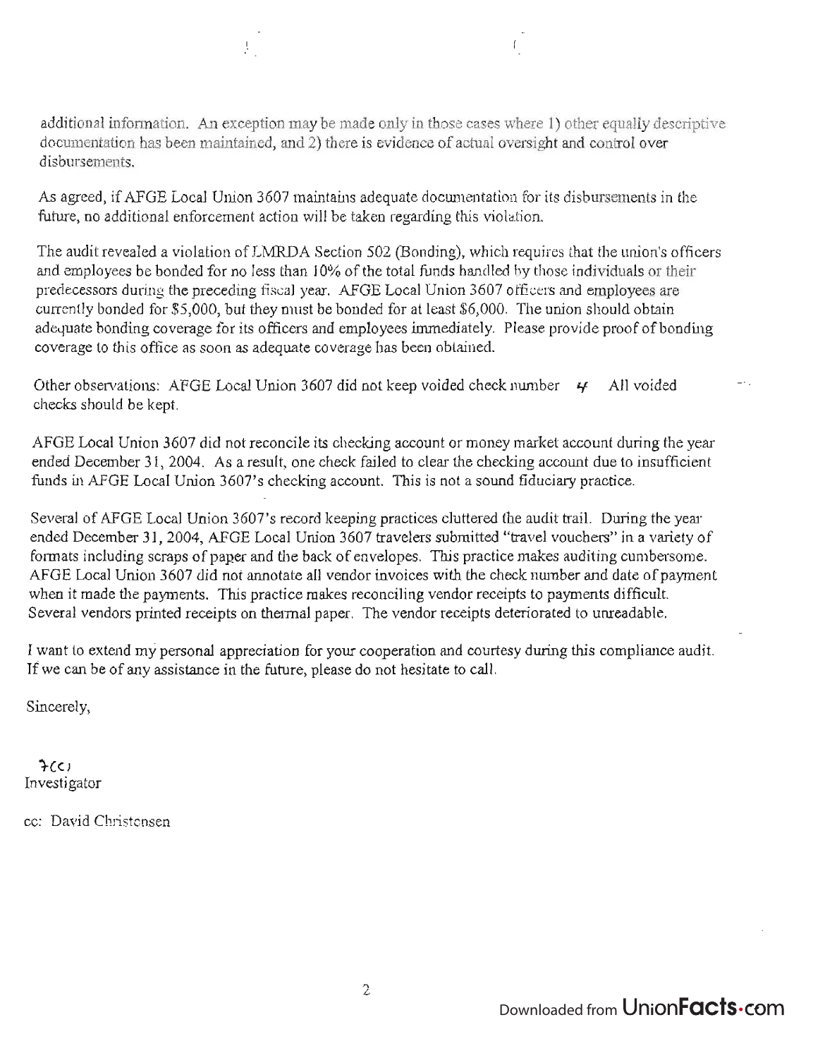additional information. An exception may be made only in those cases where 1) other equally descriptive documentation has been maintained, and 2) there is evidence of actual oversight and control over disbursements.

As agreed, if AFGE Local Union 3607 maintains adequate documentation for its disbursements in the future, no additional enforcement action will be taken regarding this violation.

The audit revealed a violation of LMRDA Section 502 (Bonding), which requires that the union's officers and employees be bonded for no less than 10% of the total funds handled by those individuals or their predecessors during the preceding fiscal year. AFGE Local Union 3607 officers and employees are currently bonded for $5,000, but they must be bonded for at least $6,000. The union should obtain adequate bonding coverage for its officers and employees immediately. Please provide proof of bonding coverage to this office as soon as adequate coverage has been obtained.

Other observations: AFGE Local Union 3607 did not keep voided check number 4 All voided checks should be kept.

AFGE Local Union 3607 did not reconcile its checking account or money market account during the year ended December 31, 2004. As a result, one check failed to clear the checking account due to insufficient funds in AFGE Local Union 3607's checking account. This is not a sound fiduciary practice.

Several of AFGE Local Union 3607's record keeping practices cluttered the audit trail. During the year ended December 31, 2004, AFGE Local Union 3607 travelers submitted "travel vouchers" in a variety of formats including scraps of paper and the back of envelopes. This practice makes auditing cumbersome. AFGE Local Union 3607 did not annotate all vendor invoices with the check number and date of payment when it made the payments. This practice makes reconciling vendor receipts to payments difficult. Several vendors printed receipts on thermal paper. The vendor receipts deteriorated to unreadable.

I want to extend my personal appreciation for your cooperation and courtesy during this compliance audit. If we can be of any assistance in the future, please do not hesitate to call.

Sincerely,

7(c)
Investigator

cc: David Christensen